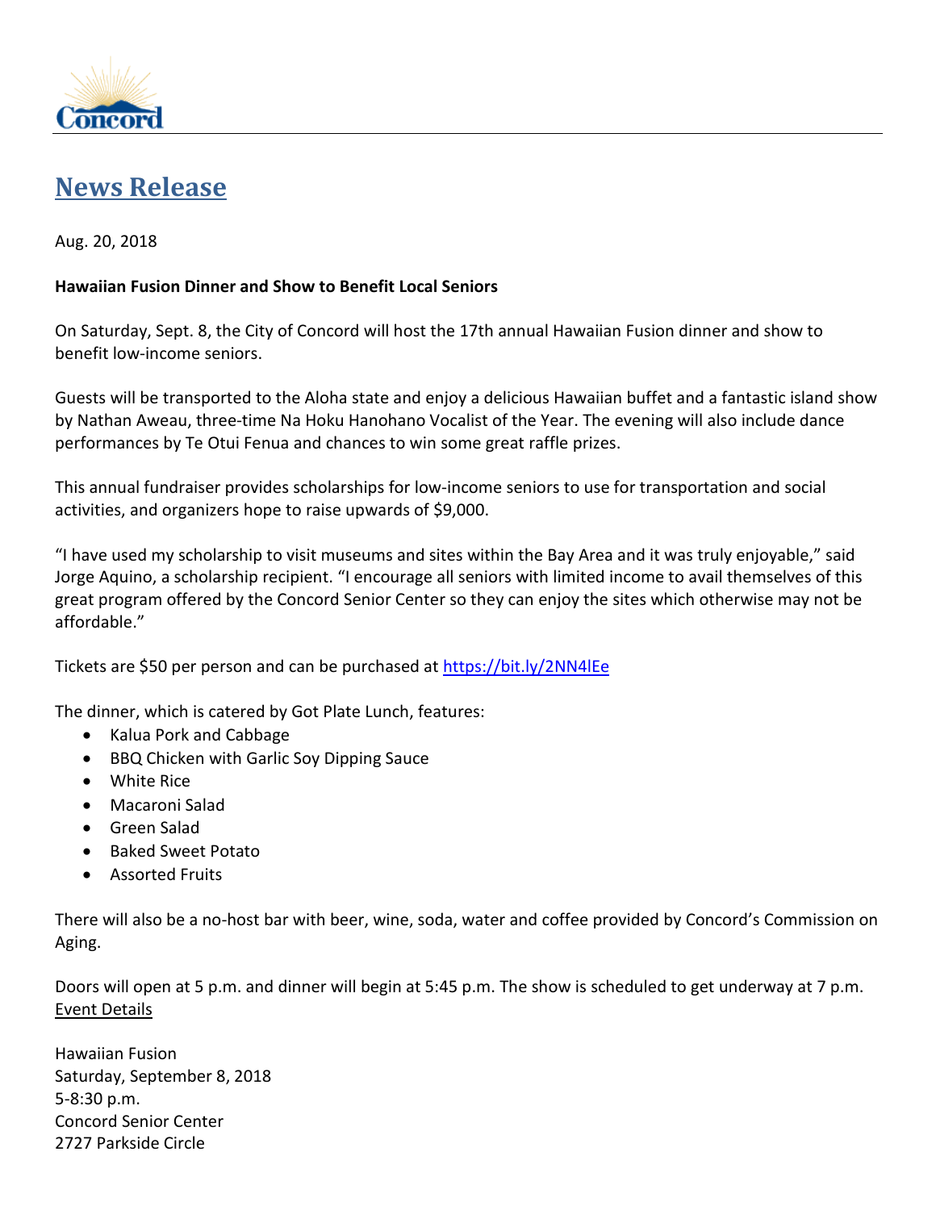# News Release

Aug. 20, 2018

**Hawaiian Fusion Dinner and Show to Benefit Local Seniors**

On Saturday, Sept. 8, the City of Concord will host the 17th annual Hawaiian Fusion dinner and show to benefit low-income seniors.

Guests will be transported to the Aloha state and enjoy a delicious Hawaiian buffet and a fantastic island show by Nathan Aweau, three-time Na Hoku Hanohano Vocalist of the Year. The evening will also include dance performances by Te Otui Fenua and chances to win some great raffle prizes.

This annual fundraiser provides scholarships for low-income seniors to use for transportation and social activities, and organizers hope to raise upwards of $9,000.

“I have used my scholarship to visit museums and sites within the Bay Area and it was truly enjoyable,” said Jorge Aquino, a scholarship recipient. “I encourage all seniors with limited income to avail themselves of this great program offered by the Concord Senior Center so they can enjoy the sites which otherwise may not be affordable.”

Tickets are $50 per person and can be purchased at https://bit.ly/2NN4lEe

The dinner, which is catered by Got Plate Lunch, features:

- Kalua Pork and Cabbage
- BBQ Chicken with Garlic Soy Dipping Sauce
- White Rice
- Macaroni Salad
- Green Salad
- Baked Sweet Potato
- Assorted Fruits

There will also be a no-host bar with beer, wine, soda, water and coffee provided by Concord’s Commission on Aging.

Doors will open at 5 p.m. and dinner will begin at 5:45 p.m. The show is scheduled to get underway at 7 p.m.

Event Details

Hawaiian Fusion
Saturday, September 8, 2018
5-8:30 p.m.
Concord Senior Center
2727 Parkside Circle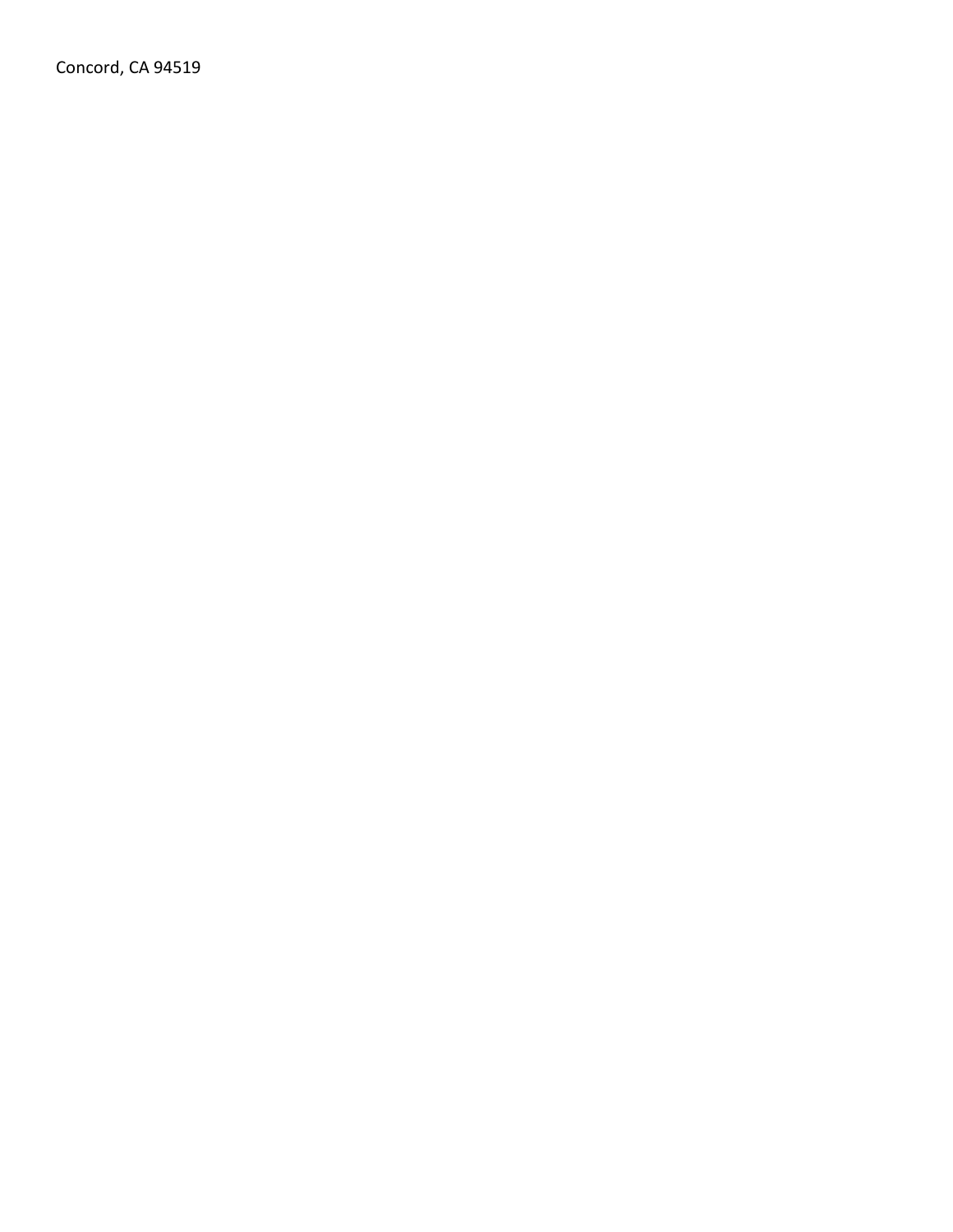Concord, CA 94519